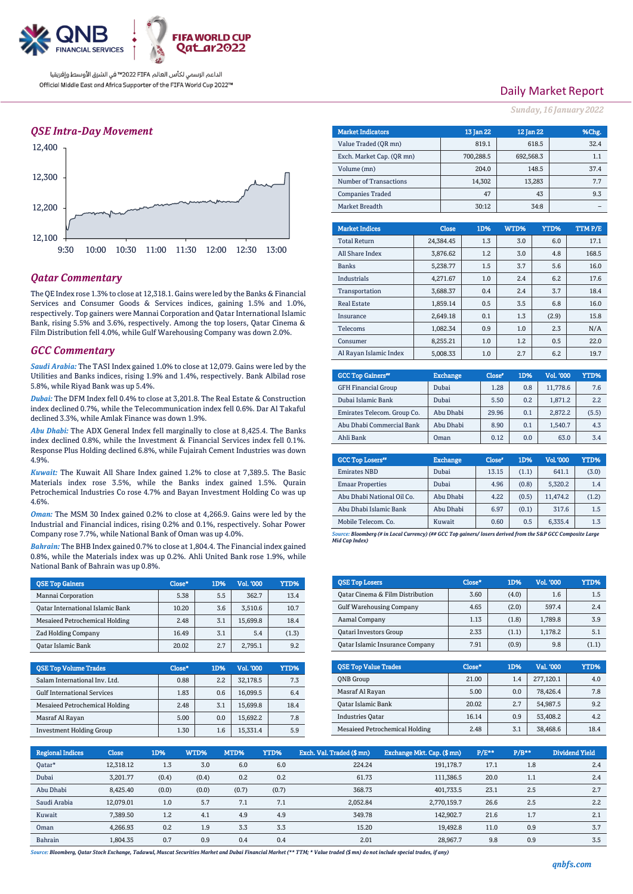QNB FINANCIAL SERVICES | FIFA WORLD CUP Qatar2022

الداعم الرسمي لكأس العالم FIFA 2022™ في الشرق الأوسط وإفريقيا
Official Middle East and Africa Supporter of the FIFA World Cup 2022™

# Daily Market Report

*Sunday, 16 January 2022*

## QSE Intra-Day Movement

## Qatar Commentary

The QE Index rose 1.3% to close at 12,318.1. Gains were led by the Banks & Financial Services and Consumer Goods & Services indices, gaining 1.5% and 1.0%, respectively. Top gainers were Mannai Corporation and Qatar International Islamic Bank, rising 5.5% and 3.6%, respectively. Among the top losers, Qatar Cinema & Film Distribution fell 4.0%, while Gulf Warehousing Company was down 2.0%.

## GCC Commentary

***Saudi Arabia:*** The TASI Index gained 1.0% to close at 12,079. Gains were led by the Utilities and Banks indices, rising 1.9% and 1.4%, respectively. Bank Albilad rose 5.8%, while Riyad Bank was up 5.4%.

***Dubai:*** The DFM Index fell 0.4% to close at 3,201.8. The Real Estate & Construction index declined 0.7%, while the Telecommunication index fell 0.6%. Dar Al Takaful declined 3.3%, while Amlak Finance was down 1.9%.

***Abu Dhabi:*** The ADX General Index fell marginally to close at 8,425.4. The Banks index declined 0.8%, while the Investment & Financial Services index fell 0.1%. Response Plus Holding declined 6.8%, while Fujairah Cement Industries was down 4.9%.

***Kuwait:*** The Kuwait All Share Index gained 1.2% to close at 7,389.5. The Basic Materials index rose 3.5%, while the Banks index gained 1.5%. Qurain Petrochemical Industries Co rose 4.7% and Bayan Investment Holding Co was up 4.6%.

***Oman:*** The MSM 30 Index gained 0.2% to close at 4,266.9. Gains were led by the Industrial and Financial indices, rising 0.2% and 0.1%, respectively. Sohar Power Company rose 7.7%, while National Bank of Oman was up 4.0%.

***Bahrain:*** The BHB Index gained 0.7% to close at 1,804.4. The Financial index gained 0.8%, while the Materials index was up 0.2%. Ahli United Bank rose 1.9%, while National Bank of Bahrain was up 0.8%.

| Market Indicators | 13 Jan 22 | 12 Jan 22 | %Chg. |
|---|---|---|---|
| Value Traded (QR mn) | 819.1 | 618.5 | 32.4 |
| Exch. Market Cap. (QR mn) | 700,288.5 | 692,568.3 | 1.1 |
| Volume (mn) | 204.0 | 148.5 | 37.4 |
| Number of Transactions | 14,302 | 13,283 | 7.7 |
| Companies Traded | 47 | 43 | 9.3 |
| Market Breadth | 30:12 | 34:8 | – |

| Market Indices | Close | 1D% | WTD% | YTD% | TTM P/E |
|---|---|---|---|---|---|
| Total Return | 24,384.45 | 1.3 | 3.0 | 6.0 | 17.1 |
| All Share Index | 3,876.62 | 1.2 | 3.0 | 4.8 | 168.5 |
| Banks | 5,238.77 | 1.5 | 3.7 | 5.6 | 16.0 |
| Industrials | 4,271.67 | 1.0 | 2.4 | 6.2 | 17.6 |
| Transportation | 3,688.37 | 0.4 | 2.4 | 3.7 | 18.4 |
| Real Estate | 1,859.14 | 0.5 | 3.5 | 6.8 | 16.0 |
| Insurance | 2,649.18 | 0.1 | 1.3 | (2.9) | 15.8 |
| Telecoms | 1,082.34 | 0.9 | 1.0 | 2.3 | N/A |
| Consumer | 8,255.21 | 1.0 | 1.2 | 0.5 | 22.0 |
| Al Rayan Islamic Index | 5,008.33 | 1.0 | 2.7 | 6.2 | 19.7 |

| GCC Top Gainers## | Exchange | Close# | 1D% | Vol. '000 | YTD% |
|---|---|---|---|---|---|
| GFH Financial Group | Dubai | 1.28 | 0.8 | 11,778.6 | 7.6 |
| Dubai Islamic Bank | Dubai | 5.50 | 0.2 | 1,871.2 | 2.2 |
| Emirates Telecom. Group Co. | Abu Dhabi | 29.96 | 0.1 | 2,872.2 | (5.5) |
| Abu Dhabi Commercial Bank | Abu Dhabi | 8.90 | 0.1 | 1,540.7 | 4.3 |
| Ahli Bank | Oman | 0.12 | 0.0 | 63.0 | 3.4 |

| GCC Top Losers## | Exchange | Close# | 1D% | Vol. '000 | YTD% |
|---|---|---|---|---|---|
| Emirates NBD | Dubai | 13.15 | (1.1) | 641.1 | (3.0) |
| Emaar Properties | Dubai | 4.96 | (0.8) | 5,320.2 | 1.4 |
| Abu Dhabi National Oil Co. | Abu Dhabi | 4.22 | (0.5) | 11,474.2 | (1.2) |
| Abu Dhabi Islamic Bank | Abu Dhabi | 6.97 | (0.1) | 317.6 | 1.5 |
| Mobile Telecom. Co. | Kuwait | 0.60 | 0.5 | 6,335.4 | 1.3 |

*Source: Bloomberg (# in Local Currency) (## GCC Top gainers/ losers derived from the S&P GCC Composite Large Mid Cap Index)*

| QSE Top Gainers | Close* | 1D% | Vol. '000 | YTD% |
|---|---|---|---|---|
| Mannai Corporation | 5.38 | 5.5 | 362.7 | 13.4 |
| Qatar International Islamic Bank | 10.20 | 3.6 | 3,510.6 | 10.7 |
| Mesaieed Petrochemical Holding | 2.48 | 3.1 | 15,699.8 | 18.4 |
| Zad Holding Company | 16.49 | 3.1 | 5.4 | (1.3) |
| Qatar Islamic Bank | 20.02 | 2.7 | 2,795.1 | 9.2 |

| QSE Top Losers | Close* | 1D% | Vol. '000 | YTD% |
|---|---|---|---|---|
| Qatar Cinema & Film Distribution | 3.60 | (4.0) | 1.6 | 1.5 |
| Gulf Warehousing Company | 4.65 | (2.0) | 597.4 | 2.4 |
| Aamal Company | 1.13 | (1.8) | 1,789.8 | 3.9 |
| Qatari Investors Group | 2.33 | (1.1) | 1,178.2 | 5.1 |
| Qatar Islamic Insurance Company | 7.91 | (0.9) | 9.8 | (1.1) |

| QSE Top Volume Trades | Close* | 1D% | Vol. '000 | YTD% |
|---|---|---|---|---|
| Salam International Inv. Ltd. | 0.88 | 2.2 | 32,178.5 | 7.3 |
| Gulf International Services | 1.83 | 0.6 | 16,099.5 | 6.4 |
| Mesaieed Petrochemical Holding | 2.48 | 3.1 | 15,699.8 | 18.4 |
| Masraf Al Rayan | 5.00 | 0.0 | 15,692.2 | 7.8 |
| Investment Holding Group | 1.30 | 1.6 | 15,331.4 | 5.9 |

| QSE Top Value Trades | Close* | 1D% | Val. '000 | YTD% |
|---|---|---|---|---|
| QNB Group | 21.00 | 1.4 | 277,120.1 | 4.0 |
| Masraf Al Rayan | 5.00 | 0.0 | 78,426.4 | 7.8 |
| Qatar Islamic Bank | 20.02 | 2.7 | 54,987.5 | 9.2 |
| Industries Qatar | 16.14 | 0.9 | 53,408.2 | 4.2 |
| Mesaieed Petrochemical Holding | 2.48 | 3.1 | 38,468.6 | 18.4 |

| Regional Indices | Close | 1D% | WTD% | MTD% | YTD% | Exch. Val. Traded ($ mn) | Exchange Mkt. Cap. ($ mn) | P/E** | P/B** | Dividend Yield |
|---|---|---|---|---|---|---|---|---|---|---|
| Qatar* | 12,318.12 | 1.3 | 3.0 | 6.0 | 6.0 | 224.24 | 191,178.7 | 17.1 | 1.8 | 2.4 |
| Dubai | 3,201.77 | (0.4) | (0.4) | 0.2 | 0.2 | 61.73 | 111,386.5 | 20.0 | 1.1 | 2.4 |
| Abu Dhabi | 8,425.40 | (0.0) | (0.0) | (0.7) | (0.7) | 368.73 | 401,733.5 | 23.1 | 2.5 | 2.7 |
| Saudi Arabia | 12,079.01 | 1.0 | 5.7 | 7.1 | 7.1 | 2,052.84 | 2,770,159.7 | 26.6 | 2.5 | 2.2 |
| Kuwait | 7,389.50 | 1.2 | 4.1 | 4.9 | 4.9 | 349.78 | 142,902.7 | 21.6 | 1.7 | 2.1 |
| Oman | 4,266.93 | 0.2 | 1.9 | 3.3 | 3.3 | 15.20 | 19,492.8 | 11.0 | 0.9 | 3.7 |
| Bahrain | 1,804.35 | 0.7 | 0.9 | 0.4 | 0.4 | 2.01 | 28,967.7 | 9.8 | 0.9 | 3.5 |

*Source: Bloomberg, Qatar Stock Exchange, Tadawul, Muscat Securities Market and Dubai Financial Market (** TTM; * Value traded ($ mn) do not include special trades, if any)*

qnbfs.com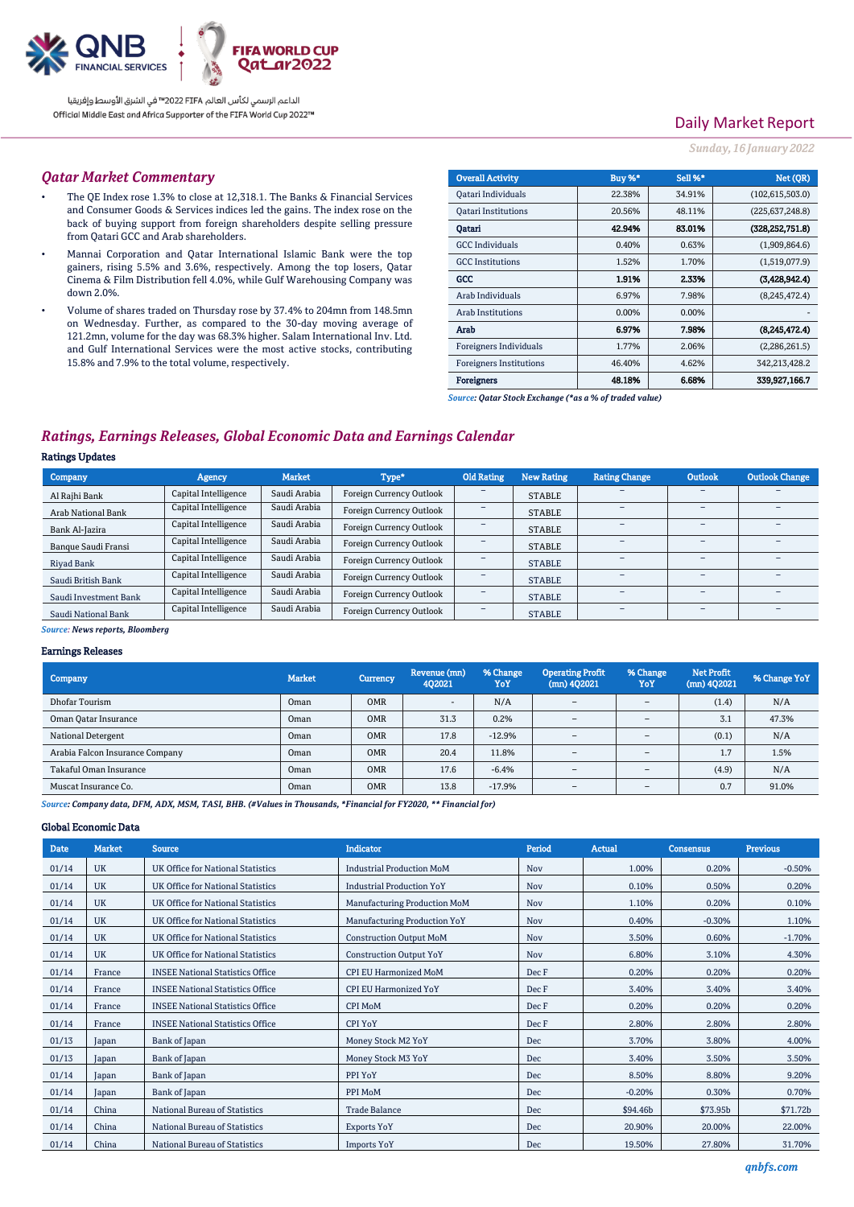Daily Market Report

*Sunday, 16 January 2022*

## Qatar Market Commentary

- The QE Index rose 1.3% to close at 12,318.1. The Banks & Financial Services and Consumer Goods & Services indices led the gains. The index rose on the back of buying support from foreign shareholders despite selling pressure from Qatari GCC and Arab shareholders.
- Mannai Corporation and Qatar International Islamic Bank were the top gainers, rising 5.5% and 3.6%, respectively. Among the top losers, Qatar Cinema & Film Distribution fell 4.0%, while Gulf Warehousing Company was down 2.0%.
- Volume of shares traded on Thursday rose by 37.4% to 204mn from 148.5mn on Wednesday. Further, as compared to the 30-day moving average of 121.2mn, volume for the day was 68.3% higher. Salam International Inv. Ltd. and Gulf International Services were the most active stocks, contributing 15.8% and 7.9% to the total volume, respectively.

| Overall Activity | Buy %* | Sell %* | Net (QR) |
|---|---|---|---|
| Qatari Individuals | 22.38% | 34.91% | (102,615,503.0) |
| Qatari Institutions | 20.56% | 48.11% | (225,637,248.8) |
| **Qatari** | **42.94%** | **83.01%** | **(328,252,751.8)** |
| GCC Individuals | 0.40% | 0.63% | (1,909,864.6) |
| GCC Institutions | 1.52% | 1.70% | (1,519,077.9) |
| **GCC** | **1.91%** | **2.33%** | **(3,428,942.4)** |
| Arab Individuals | 6.97% | 7.98% | (8,245,472.4) |
| Arab Institutions | 0.00% | 0.00% | - |
| **Arab** | **6.97%** | **7.98%** | **(8,245,472.4)** |
| Foreigners Individuals | 1.77% | 2.06% | (2,286,261.5) |
| Foreigners Institutions | 46.40% | 4.62% | 342,213,428.2 |
| **Foreigners** | **48.18%** | **6.68%** | **339,927,166.7** |

*Source: Qatar Stock Exchange (\*as a % of traded value)*

## Ratings, Earnings Releases, Global Economic Data and Earnings Calendar

### Ratings Updates

| Company | Agency | Market | Type* | Old Rating | New Rating | Rating Change | Outlook | Outlook Change |
|---|---|---|---|---|---|---|---|---|
| Al Rajhi Bank | Capital Intelligence | Saudi Arabia | Foreign Currency Outlook | – | STABLE | – | – | – |
| Arab National Bank | Capital Intelligence | Saudi Arabia | Foreign Currency Outlook | – | STABLE | – | – | – |
| Bank Al-Jazira | Capital Intelligence | Saudi Arabia | Foreign Currency Outlook | – | STABLE | – | – | – |
| Banque Saudi Fransi | Capital Intelligence | Saudi Arabia | Foreign Currency Outlook | – | STABLE | – | – | – |
| Riyad Bank | Capital Intelligence | Saudi Arabia | Foreign Currency Outlook | – | STABLE | – | – | – |
| Saudi British Bank | Capital Intelligence | Saudi Arabia | Foreign Currency Outlook | – | STABLE | – | – | – |
| Saudi Investment Bank | Capital Intelligence | Saudi Arabia | Foreign Currency Outlook | – | STABLE | – | – | – |
| Saudi National Bank | Capital Intelligence | Saudi Arabia | Foreign Currency Outlook | – | STABLE | – | – | – |

*Source: News reports, Bloomberg*

### Earnings Releases

| Company | Market | Currency | Revenue (mn) 4Q2021 | % Change YoY | Operating Profit (mn) 4Q2021 | % Change YoY | Net Profit (mn) 4Q2021 | % Change YoY |
|---|---|---|---|---|---|---|---|---|
| Dhofar Tourism | Oman | OMR | - | N/A | – | – | (1.4) | N/A |
| Oman Qatar Insurance | Oman | OMR | 31.3 | 0.2% | – | – | 3.1 | 47.3% |
| National Detergent | Oman | OMR | 17.8 | -12.9% | – | – | (0.1) | N/A |
| Arabia Falcon Insurance Company | Oman | OMR | 20.4 | 11.8% | – | – | 1.7 | 1.5% |
| Takaful Oman Insurance | Oman | OMR | 17.6 | -6.4% | – | – | (4.9) | N/A |
| Muscat Insurance Co. | Oman | OMR | 13.8 | -17.9% | – | – | 0.7 | 91.0% |

*Source: Company data, DFM, ADX, MSM, TASI, BHB. (#Values in Thousands, \*Financial for FY2020, \*\* Financial for)*

### Global Economic Data

| Date | Market | Source | Indicator | Period | Actual | Consensus | Previous |
|---|---|---|---|---|---|---|---|
| 01/14 | UK | UK Office for National Statistics | Industrial Production MoM | Nov | 1.00% | 0.20% | -0.50% |
| 01/14 | UK | UK Office for National Statistics | Industrial Production YoY | Nov | 0.10% | 0.50% | 0.20% |
| 01/14 | UK | UK Office for National Statistics | Manufacturing Production MoM | Nov | 1.10% | 0.20% | 0.10% |
| 01/14 | UK | UK Office for National Statistics | Manufacturing Production YoY | Nov | 0.40% | -0.30% | 1.10% |
| 01/14 | UK | UK Office for National Statistics | Construction Output MoM | Nov | 3.50% | 0.60% | -1.70% |
| 01/14 | UK | UK Office for National Statistics | Construction Output YoY | Nov | 6.80% | 3.10% | 4.30% |
| 01/14 | France | INSEE National Statistics Office | CPI EU Harmonized MoM | Dec F | 0.20% | 0.20% | 0.20% |
| 01/14 | France | INSEE National Statistics Office | CPI EU Harmonized YoY | Dec F | 3.40% | 3.40% | 3.40% |
| 01/14 | France | INSEE National Statistics Office | CPI MoM | Dec F | 0.20% | 0.20% | 0.20% |
| 01/14 | France | INSEE National Statistics Office | CPI YoY | Dec F | 2.80% | 2.80% | 2.80% |
| 01/13 | Japan | Bank of Japan | Money Stock M2 YoY | Dec | 3.70% | 3.80% | 4.00% |
| 01/13 | Japan | Bank of Japan | Money Stock M3 YoY | Dec | 3.40% | 3.50% | 3.50% |
| 01/14 | Japan | Bank of Japan | PPI YoY | Dec | 8.50% | 8.80% | 9.20% |
| 01/14 | Japan | Bank of Japan | PPI MoM | Dec | -0.20% | 0.30% | 0.70% |
| 01/14 | China | National Bureau of Statistics | Trade Balance | Dec | $94.46b | $73.95b | $71.72b |
| 01/14 | China | National Bureau of Statistics | Exports YoY | Dec | 20.90% | 20.00% | 22.00% |
| 01/14 | China | National Bureau of Statistics | Imports YoY | Dec | 19.50% | 27.80% | 31.70% |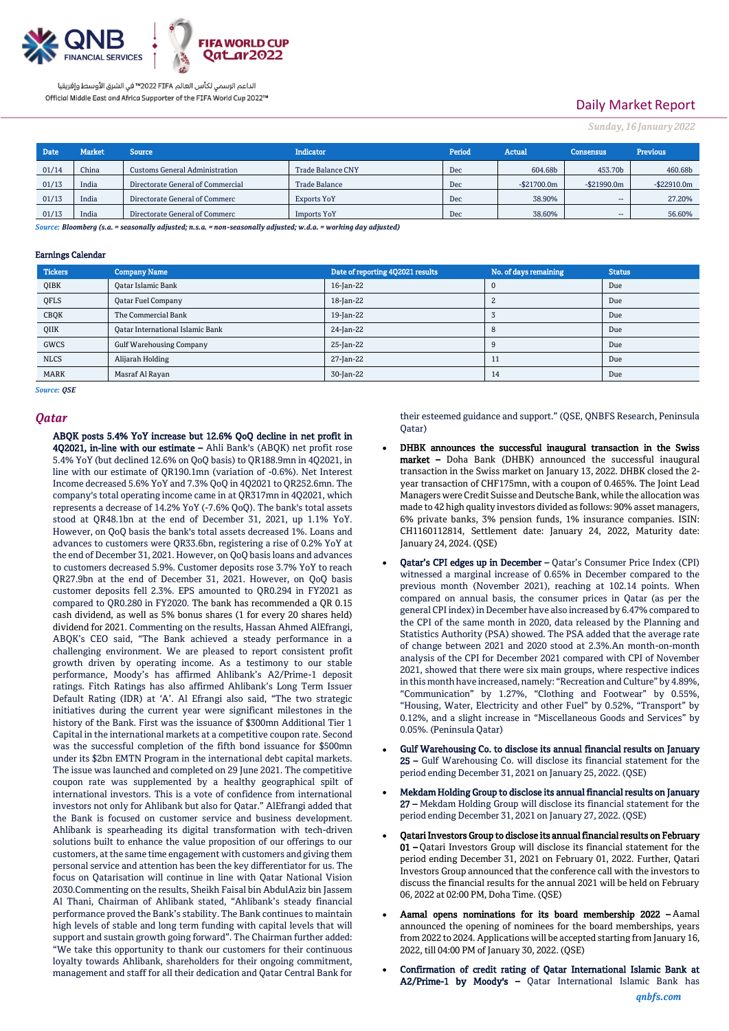Daily Market Report

*Sunday, 16 January 2022*

| Date | Market | Source | Indicator | Period | Actual | Consensus | Previous |
|---|---|---|---|---|---|---|---|
| 01/14 | China | Customs General Administration | Trade Balance CNY | Dec | 604.68b | 453.70b | 460.68b |
| 01/13 | India | Directorate General of Commercial | Trade Balance | Dec | -$21700.0m | -$21990.0m | -$22910.0m |
| 01/13 | India | Directorate General of Commerc | Exports YoY | Dec | 38.90% | -- | 27.20% |
| 01/13 | India | Directorate General of Commerc | Imports YoY | Dec | 38.60% | -- | 56.60% |

*Source: Bloomberg (s.a. = seasonally adjusted; n.s.a. = non-seasonally adjusted; w.d.a. = working day adjusted)*

**Earnings Calendar**

| Tickers | Company Name | Date of reporting 4Q2021 results | No. of days remaining | Status |
|---|---|---|---|---|
| QIBK | Qatar Islamic Bank | 16-Jan-22 | 0 | Due |
| QFLS | Qatar Fuel Company | 18-Jan-22 | 2 | Due |
| CBQK | The Commercial Bank | 19-Jan-22 | 3 | Due |
| QIIK | Qatar International Islamic Bank | 24-Jan-22 | 8 | Due |
| GWCS | Gulf Warehousing Company | 25-Jan-22 | 9 | Due |
| NLCS | Alijarah Holding | 27-Jan-22 | 11 | Due |
| MARK | Masraf Al Rayan | 30-Jan-22 | 14 | Due |

*Source: QSE*

## Qatar

**ABQK posts 5.4% YoY increase but 12.6% QoQ decline in net profit in 4Q2021, in-line with our estimate –** Ahli Bank's (ABQK) net profit rose 5.4% YoY (but declined 12.6% on QoQ basis) to QR188.9mn in 4Q2021, in line with our estimate of QR190.1mn (variation of -0.6%). Net Interest Income decreased 5.6% YoY and 7.3% QoQ in 4Q2021 to QR252.6mn. The company's total operating income came in at QR317mn in 4Q2021, which represents a decrease of 14.2% YoY (-7.6% QoQ). The bank's total assets stood at QR48.1bn at the end of December 31, 2021, up 1.1% YoY. However, on QoQ basis the bank's total assets decreased 1%. Loans and advances to customers were QR33.6bn, registering a rise of 0.2% YoY at the end of December 31, 2021. However, on QoQ basis loans and advances to customers decreased 5.9%. Customer deposits rose 3.7% YoY to reach QR27.9bn at the end of December 31, 2021. However, on QoQ basis customer deposits fell 2.3%. EPS amounted to QR0.294 in FY2021 as compared to QR0.280 in FY2020. The bank has recommended a QR 0.15 cash dividend, as well as 5% bonus shares (1 for every 20 shares held) dividend for 2021. Commenting on the results, Hassan Ahmed AlEfrangi, ABQK's CEO said, "The Bank achieved a steady performance in a challenging environment. We are pleased to report consistent profit growth driven by operating income. As a testimony to our stable performance, Moody's has affirmed Ahlibank's A2/Prime-1 deposit ratings. Fitch Ratings has also affirmed Ahlibank's Long Term Issuer Default Rating (IDR) at 'A'. Al Efrangi also said, "The two strategic initiatives during the current year were significant milestones in the history of the Bank. First was the issuance of $300mn Additional Tier 1 Capital in the international markets at a competitive coupon rate. Second was the successful completion of the fifth bond issuance for $500mn under its $2bn EMTN Program in the international debt capital markets. The issue was launched and completed on 29 June 2021. The competitive coupon rate was supplemented by a healthy geographical spilt of international investors. This is a vote of confidence from international investors not only for Ahlibank but also for Qatar." AlEfrangi added that the Bank is focused on customer service and business development. Ahlibank is spearheading its digital transformation with tech-driven solutions built to enhance the value proposition of our offerings to our customers, at the same time engagement with customers and giving them personal service and attention has been the key differentiator for us. The focus on Qatarisation will continue in line with Qatar National Vision 2030.Commenting on the results, Sheikh Faisal bin AbdulAziz bin Jassem Al Thani, Chairman of Ahlibank stated, "Ahlibank's steady financial performance proved the Bank's stability. The Bank continues to maintain high levels of stable and long term funding with capital levels that will support and sustain growth going forward". The Chairman further added: "We take this opportunity to thank our customers for their continuous loyalty towards Ahlibank, shareholders for their ongoing commitment, management and staff for all their dedication and Qatar Central Bank for their esteemed guidance and support." (QSE, QNBFS Research, Peninsula Qatar)

- **DHBK announces the successful inaugural transaction in the Swiss market –** Doha Bank (DHBK) announced the successful inaugural transaction in the Swiss market on January 13, 2022. DHBK closed the 2-year transaction of CHF175mn, with a coupon of 0.465%. The Joint Lead Managers were Credit Suisse and Deutsche Bank, while the allocation was made to 42 high quality investors divided as follows: 90% asset managers, 6% private banks, 3% pension funds, 1% insurance companies. ISIN: CH1160112814, Settlement date: January 24, 2022, Maturity date: January 24, 2024. (QSE)
- **Qatar's CPI edges up in December –** Qatar's Consumer Price Index (CPI) witnessed a marginal increase of 0.65% in December compared to the previous month (November 2021), reaching at 102.14 points. When compared on annual basis, the consumer prices in Qatar (as per the general CPI index) in December have also increased by 6.47% compared to the CPI of the same month in 2020, data released by the Planning and Statistics Authority (PSA) showed. The PSA added that the average rate of change between 2021 and 2020 stood at 2.3%.An month-on-month analysis of the CPI for December 2021 compared with CPI of November 2021, showed that there were six main groups, where respective indices in this month have increased, namely: "Recreation and Culture" by 4.89%, "Communication" by 1.27%, "Clothing and Footwear" by 0.55%, "Housing, Water, Electricity and other Fuel" by 0.52%, "Transport" by 0.12%, and a slight increase in "Miscellaneous Goods and Services" by 0.05%. (Peninsula Qatar)
- **Gulf Warehousing Co. to disclose its annual financial results on January 25 –** Gulf Warehousing Co. will disclose its financial statement for the period ending December 31, 2021 on January 25, 2022. (QSE)
- **Mekdam Holding Group to disclose its annual financial results on January 27 –** Mekdam Holding Group will disclose its financial statement for the period ending December 31, 2021 on January 27, 2022. (QSE)
- **Qatari Investors Group to disclose its annual financial results on February 01 –** Qatari Investors Group will disclose its financial statement for the period ending December 31, 2021 on February 01, 2022. Further, Qatari Investors Group announced that the conference call with the investors to discuss the financial results for the annual 2021 will be held on February 06, 2022 at 02:00 PM, Doha Time. (QSE)
- **Aamal opens nominations for its board membership 2022 –** Aamal announced the opening of nominees for the board memberships, years from 2022 to 2024. Applications will be accepted starting from January 16, 2022, till 04:00 PM of January 30, 2022. (QSE)
- **Confirmation of credit rating of Qatar International Islamic Bank at A2/Prime-1 by Moody's –** Qatar International Islamic Bank has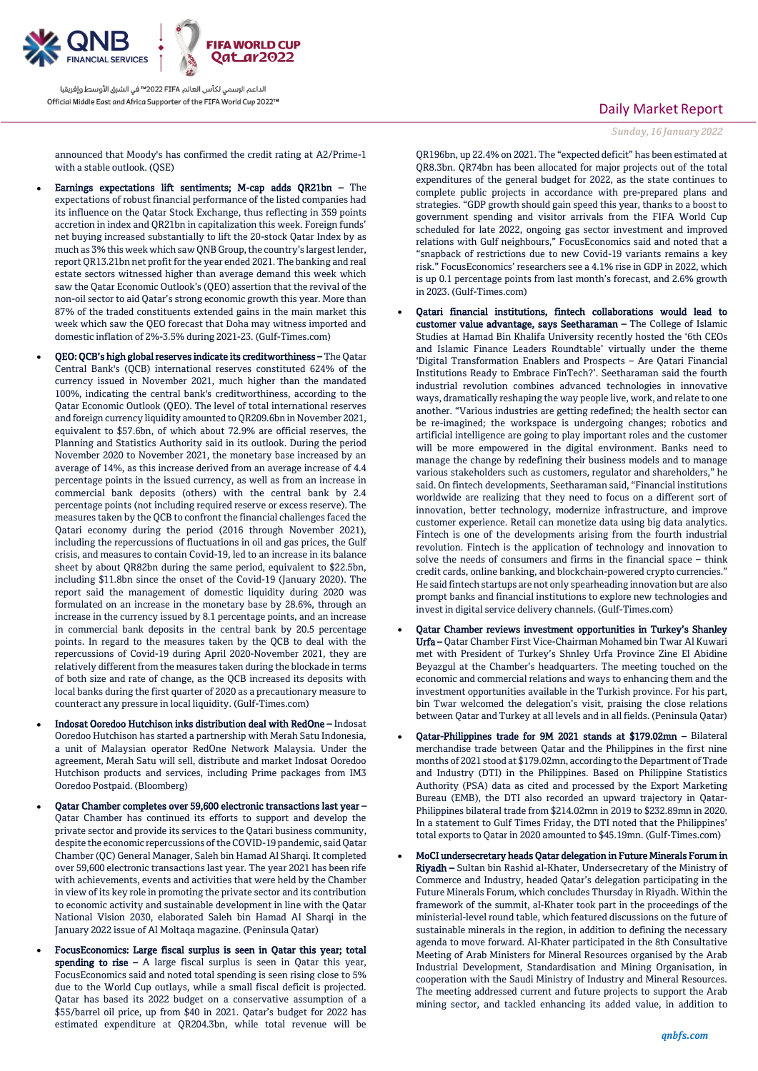announced that Moody's has confirmed the credit rating at A2/Prime-1 with a stable outlook. (QSE)

- **Earnings expectations lift sentiments; M-cap adds QR21bn –** The expectations of robust financial performance of the listed companies had its influence on the Qatar Stock Exchange, thus reflecting in 359 points accretion in index and QR21bn in capitalization this week. Foreign funds' net buying increased substantially to lift the 20-stock Qatar Index by as much as 3% this week which saw QNB Group, the country's largest lender, report QR13.21bn net profit for the year ended 2021. The banking and real estate sectors witnessed higher than average demand this week which saw the Qatar Economic Outlook's (QEO) assertion that the revival of the non-oil sector to aid Qatar's strong economic growth this year. More than 87% of the traded constituents extended gains in the main market this week which saw the QEO forecast that Doha may witness improved and domestic inflation of 2%-3.5% during 2021-23. (Gulf-Times.com)

- **QEO: QCB's high global reserves indicate its creditworthiness –** The Qatar Central Bank's (QCB) international reserves constituted 624% of the currency issued in November 2021, much higher than the mandated 100%, indicating the central bank's creditworthiness, according to the Qatar Economic Outlook (QEO). The level of total international reserves and foreign currency liquidity amounted to QR209.6bn in November 2021, equivalent to $57.6bn, of which about 72.9% are official reserves, the Planning and Statistics Authority said in its outlook. During the period November 2020 to November 2021, the monetary base increased by an average of 14%, as this increase derived from an average increase of 4.4 percentage points in the issued currency, as well as from an increase in commercial bank deposits (others) with the central bank by 2.4 percentage points (not including required reserve or excess reserve). The measures taken by the QCB to confront the financial challenges faced the Qatari economy during the period (2016 through November 2021), including the repercussions of fluctuations in oil and gas prices, the Gulf crisis, and measures to contain Covid-19, led to an increase in its balance sheet by about QR82bn during the same period, equivalent to $22.5bn, including $11.8bn since the onset of the Covid-19 (January 2020). The report said the management of domestic liquidity during 2020 was formulated on an increase in the monetary base by 28.6%, through an increase in the currency issued by 8.1 percentage points, and an increase in commercial bank deposits in the central bank by 20.5 percentage points. In regard to the measures taken by the QCB to deal with the repercussions of Covid-19 during April 2020-November 2021, they are relatively different from the measures taken during the blockade in terms of both size and rate of change, as the QCB increased its deposits with local banks during the first quarter of 2020 as a precautionary measure to counteract any pressure in local liquidity. (Gulf-Times.com)

- **Indosat Ooredoo Hutchison inks distribution deal with RedOne –** Indosat Ooredoo Hutchison has started a partnership with Merah Satu Indonesia, a unit of Malaysian operator RedOne Network Malaysia. Under the agreement, Merah Satu will sell, distribute and market Indosat Ooredoo Hutchison products and services, including Prime packages from IM3 Ooredoo Postpaid. (Bloomberg)

- **Qatar Chamber completes over 59,600 electronic transactions last year –** Qatar Chamber has continued its efforts to support and develop the private sector and provide its services to the Qatari business community, despite the economic repercussions of the COVID-19 pandemic, said Qatar Chamber (QC) General Manager, Saleh bin Hamad Al Sharqi. It completed over 59,600 electronic transactions last year. The year 2021 has been rife with achievements, events and activities that were held by the Chamber in view of its key role in promoting the private sector and its contribution to economic activity and sustainable development in line with the Qatar National Vision 2030, elaborated Saleh bin Hamad Al Sharqi in the January 2022 issue of Al Moltaqa magazine. (Peninsula Qatar)

- **FocusEconomics: Large fiscal surplus is seen in Qatar this year; total spending to rise –** A large fiscal surplus is seen in Qatar this year, FocusEconomics said and noted total spending is seen rising close to 5% due to the World Cup outlays, while a small fiscal deficit is projected. Qatar has based its 2022 budget on a conservative assumption of a $55/barrel oil price, up from $40 in 2021. Qatar's budget for 2022 has estimated expenditure at QR204.3bn, while total revenue will be QR196bn, up 22.4% on 2021. The "expected deficit" has been estimated at QR8.3bn. QR74bn has been allocated for major projects out of the total expenditures of the general budget for 2022, as the state continues to complete public projects in accordance with pre-prepared plans and strategies. "GDP growth should gain speed this year, thanks to a boost to government spending and visitor arrivals from the FIFA World Cup scheduled for late 2022, ongoing gas sector investment and improved relations with Gulf neighbours," FocusEconomics said and noted that a "snapback of restrictions due to new Covid-19 variants remains a key risk." FocusEconomics' researchers see a 4.1% rise in GDP in 2022, which is up 0.1 percentage points from last month's forecast, and 2.6% growth in 2023. (Gulf-Times.com)

- **Qatari financial institutions, fintech collaborations would lead to customer value advantage, says Seetharaman –** The College of Islamic Studies at Hamad Bin Khalifa University recently hosted the '6th CEOs and Islamic Finance Leaders Roundtable' virtually under the theme 'Digital Transformation Enablers and Prospects – Are Qatari Financial Institutions Ready to Embrace FinTech?'. Seetharaman said the fourth industrial revolution combines advanced technologies in innovative ways, dramatically reshaping the way people live, work, and relate to one another. "Various industries are getting redefined; the health sector can be re-imagined; the workspace is undergoing changes; robotics and artificial intelligence are going to play important roles and the customer will be more empowered in the digital environment. Banks need to manage the change by redefining their business models and to manage various stakeholders such as customers, regulator and shareholders," he said. On fintech developments, Seetharaman said, "Financial institutions worldwide are realizing that they need to focus on a different sort of innovation, better technology, modernize infrastructure, and improve customer experience. Retail can monetize data using big data analytics. Fintech is one of the developments arising from the fourth industrial revolution. Fintech is the application of technology and innovation to solve the needs of consumers and firms in the financial space – think credit cards, online banking, and blockchain-powered crypto currencies." He said fintech startups are not only spearheading innovation but are also prompt banks and financial institutions to explore new technologies and invest in digital service delivery channels. (Gulf-Times.com)

- **Qatar Chamber reviews investment opportunities in Turkey's Shanley Urfa –** Qatar Chamber First Vice-Chairman Mohamed bin Twar Al Kuwari met with President of Turkey's Shnley Urfa Province Zine El Abidine Beyazgul at the Chamber's headquarters. The meeting touched on the economic and commercial relations and ways to enhancing them and the investment opportunities available in the Turkish province. For his part, bin Twar welcomed the delegation's visit, praising the close relations between Qatar and Turkey at all levels and in all fields. (Peninsula Qatar)

- **Qatar-Philippines trade for 9M 2021 stands at $179.02mn –** Bilateral merchandise trade between Qatar and the Philippines in the first nine months of 2021 stood at $179.02mn, according to the Department of Trade and Industry (DTI) in the Philippines. Based on Philippine Statistics Authority (PSA) data as cited and processed by the Export Marketing Bureau (EMB), the DTI also recorded an upward trajectory in Qatar-Philippines bilateral trade from $214.02mn in 2019 to $232.89mn in 2020. In a statement to Gulf Times Friday, the DTI noted that the Philippines' total exports to Qatar in 2020 amounted to $45.19mn. (Gulf-Times.com)

- **MoCI undersecretary heads Qatar delegation in Future Minerals Forum in Riyadh –** Sultan bin Rashid al-Khater, Undersecretary of the Ministry of Commerce and Industry, headed Qatar's delegation participating in the Future Minerals Forum, which concludes Thursday in Riyadh. Within the framework of the summit, al-Khater took part in the proceedings of the ministerial-level round table, which featured discussions on the future of sustainable minerals in the region, in addition to defining the necessary agenda to move forward. Al-Khater participated in the 8th Consultative Meeting of Arab Ministers for Mineral Resources organised by the Arab Industrial Development, Standardisation and Mining Organisation, in cooperation with the Saudi Ministry of Industry and Mineral Resources. The meeting addressed current and future projects to support the Arab mining sector, and tackled enhancing its added value, in addition to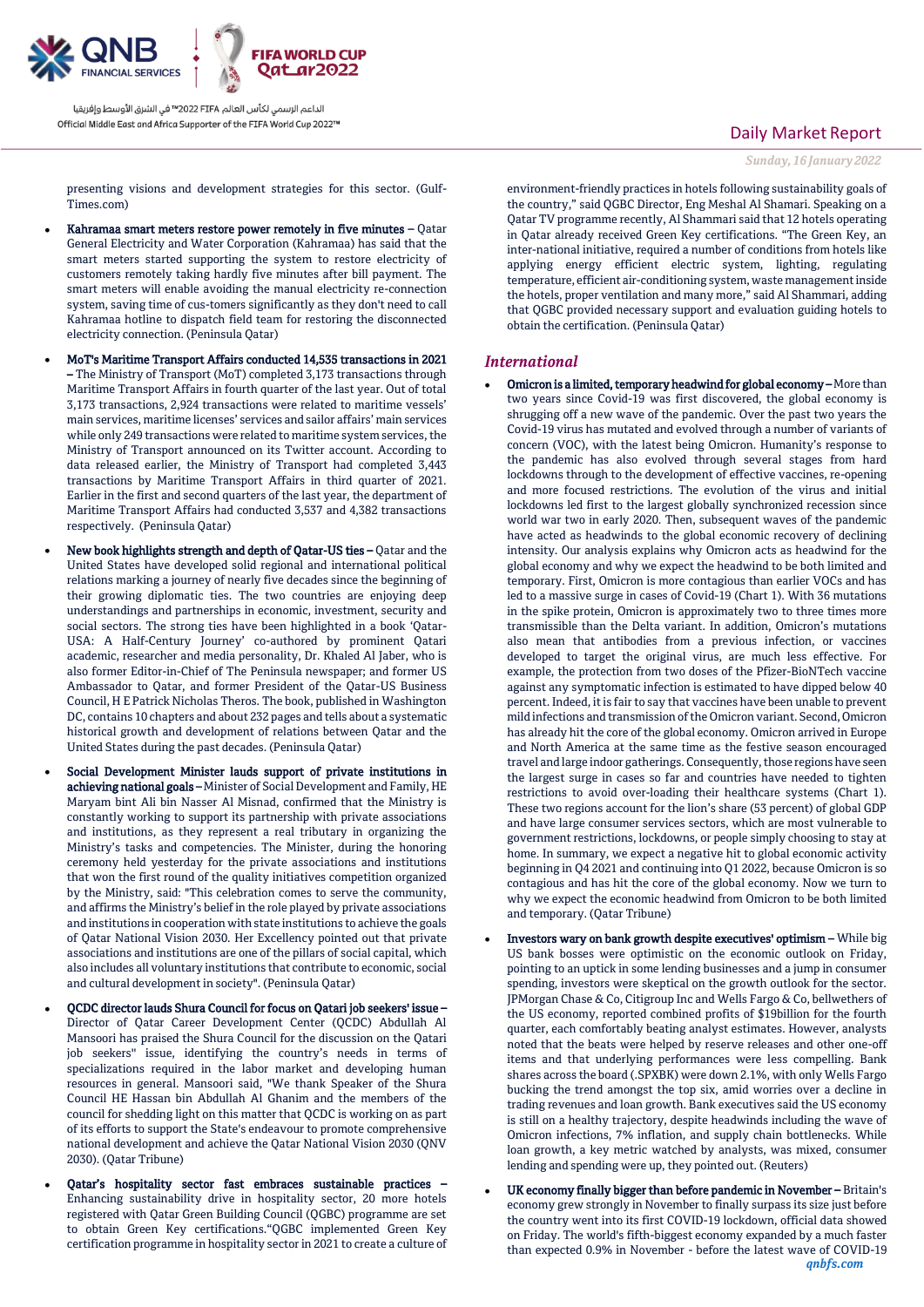presenting visions and development strategies for this sector. (Gulf-Times.com)

- **Kahramaa smart meters restore power remotely in five minutes** – Qatar General Electricity and Water Corporation (Kahramaa) has said that the smart meters started supporting the system to restore electricity of customers remotely taking hardly five minutes after bill payment. The smart meters will enable avoiding the manual electricity re-connection system, saving time of cus-tomers significantly as they don't need to call Kahramaa hotline to dispatch field team for restoring the disconnected electricity connection. (Peninsula Qatar)

- **MoT's Maritime Transport Affairs conducted 14,535 transactions in 2021** – The Ministry of Transport (MoT) completed 3,173 transactions through Maritime Transport Affairs in fourth quarter of the last year. Out of total 3,173 transactions, 2,924 transactions were related to maritime vessels' main services, maritime licenses' services and sailor affairs' main services while only 249 transactions were related to maritime system services, the Ministry of Transport announced on its Twitter account. According to data released earlier, the Ministry of Transport had completed 3,443 transactions by Maritime Transport Affairs in third quarter of 2021. Earlier in the first and second quarters of the last year, the department of Maritime Transport Affairs had conducted 3,537 and 4,382 transactions respectively. (Peninsula Qatar)

- **New book highlights strength and depth of Qatar-US ties** – Qatar and the United States have developed solid regional and international political relations marking a journey of nearly five decades since the beginning of their growing diplomatic ties. The two countries are enjoying deep understandings and partnerships in economic, investment, security and social sectors. The strong ties have been highlighted in a book 'Qatar-USA: A Half-Century Journey' co-authored by prominent Qatari academic, researcher and media personality, Dr. Khaled Al Jaber, who is also former Editor-in-Chief of The Peninsula newspaper; and former US Ambassador to Qatar, and former President of the Qatar-US Business Council, H E Patrick Nicholas Theros. The book, published in Washington DC, contains 10 chapters and about 232 pages and tells about a systematic historical growth and development of relations between Qatar and the United States during the past decades. (Peninsula Qatar)

- **Social Development Minister lauds support of private institutions in achieving national goals** – Minister of Social Development and Family, HE Maryam bint Ali bin Nasser Al Misnad, confirmed that the Ministry is constantly working to support its partnership with private associations and institutions, as they represent a real tributary in organizing the Ministry's tasks and competencies. The Minister, during the honoring ceremony held yesterday for the private associations and institutions that won the first round of the quality initiatives competition organized by the Ministry, said: "This celebration comes to serve the community, and affirms the Ministry's belief in the role played by private associations and institutions in cooperation with state institutions to achieve the goals of Qatar National Vision 2030. Her Excellency pointed out that private associations and institutions are one of the pillars of social capital, which also includes all voluntary institutions that contribute to economic, social and cultural development in society". (Peninsula Qatar)

- **QCDC director lauds Shura Council for focus on Qatari job seekers' issue** – Director of Qatar Career Development Center (QCDC) Abdullah Al Mansoori has praised the Shura Council for the discussion on the Qatari job seekers" issue, identifying the country's needs in terms of specializations required in the labor market and developing human resources in general. Mansoori said, "We thank Speaker of the Shura Council HE Hassan bin Abdullah Al Ghanim and the members of the council for shedding light on this matter that QCDC is working on as part of its efforts to support the State's endeavour to promote comprehensive national development and achieve the Qatar National Vision 2030 (QNV 2030). (Qatar Tribune)

- **Qatar's hospitality sector fast embraces sustainable practices** – Enhancing sustainability drive in hospitality sector, 20 more hotels registered with Qatar Green Building Council (QGBC) programme are set to obtain Green Key certifications."QGBC implemented Green Key certification programme in hospitality sector in 2021 to create a culture of environment-friendly practices in hotels following sustainability goals of the country," said QGBC Director, Eng Meshal Al Shamari. Speaking on a Qatar TV programme recently, Al Shammari said that 12 hotels operating in Qatar already received Green Key certifications. "The Green Key, an inter-national initiative, required a number of conditions from hotels like applying energy efficient electric system, lighting, regulating temperature, efficient air-conditioning system, waste management inside the hotels, proper ventilation and many more," said Al Shammari, adding that QGBC provided necessary support and evaluation guiding hotels to obtain the certification. (Peninsula Qatar)

## International

- **Omicron is a limited, temporary headwind for global economy** – More than two years since Covid-19 was first discovered, the global economy is shrugging off a new wave of the pandemic. Over the past two years the Covid-19 virus has mutated and evolved through a number of variants of concern (VOC), with the latest being Omicron. Humanity's response to the pandemic has also evolved through several stages from hard lockdowns through to the development of effective vaccines, re-opening and more focused restrictions. The evolution of the virus and initial lockdowns led first to the largest globally synchronized recession since world war two in early 2020. Then, subsequent waves of the pandemic have acted as headwinds to the global economic recovery of declining intensity. Our analysis explains why Omicron acts as headwind for the global economy and why we expect the headwind to be both limited and temporary. First, Omicron is more contagious than earlier VOCs and has led to a massive surge in cases of Covid-19 (Chart 1). With 36 mutations in the spike protein, Omicron is approximately two to three times more transmissible than the Delta variant. In addition, Omicron's mutations also mean that antibodies from a previous infection, or vaccines developed to target the original virus, are much less effective. For example, the protection from two doses of the Pfizer-BioNTech vaccine against any symptomatic infection is estimated to have dipped below 40 percent. Indeed, it is fair to say that vaccines have been unable to prevent mild infections and transmission of the Omicron variant. Second, Omicron has already hit the core of the global economy. Omicron arrived in Europe and North America at the same time as the festive season encouraged travel and large indoor gatherings. Consequently, those regions have seen the largest surge in cases so far and countries have needed to tighten restrictions to avoid over-loading their healthcare systems (Chart 1). These two regions account for the lion's share (53 percent) of global GDP and have large consumer services sectors, which are most vulnerable to government restrictions, lockdowns, or people simply choosing to stay at home. In summary, we expect a negative hit to global economic activity beginning in Q4 2021 and continuing into Q1 2022, because Omicron is so contagious and has hit the core of the global economy. Now we turn to why we expect the economic headwind from Omicron to be both limited and temporary. (Qatar Tribune)

- **Investors wary on bank growth despite executives' optimism** – While big US bank bosses were optimistic on the economic outlook on Friday, pointing to an uptick in some lending businesses and a jump in consumer spending, investors were skeptical on the growth outlook for the sector. JPMorgan Chase & Co, Citigroup Inc and Wells Fargo & Co, bellwethers of the US economy, reported combined profits of $19billion for the fourth quarter, each comfortably beating analyst estimates. However, analysts noted that the beats were helped by reserve releases and other one-off items and that underlying performances were less compelling. Bank shares across the board (.SPXBK) were down 2.1%, with only Wells Fargo bucking the trend amongst the top six, amid worries over a decline in trading revenues and loan growth. Bank executives said the US economy is still on a healthy trajectory, despite headwinds including the wave of Omicron infections, 7% inflation, and supply chain bottlenecks. While loan growth, a key metric watched by analysts, was mixed, consumer lending and spending were up, they pointed out. (Reuters)

- **UK economy finally bigger than before pandemic in November** – Britain's economy grew strongly in November to finally surpass its size just before the country went into its first COVID-19 lockdown, official data showed on Friday. The world's fifth-biggest economy expanded by a much faster than expected 0.9% in November - before the latest wave of COVID-19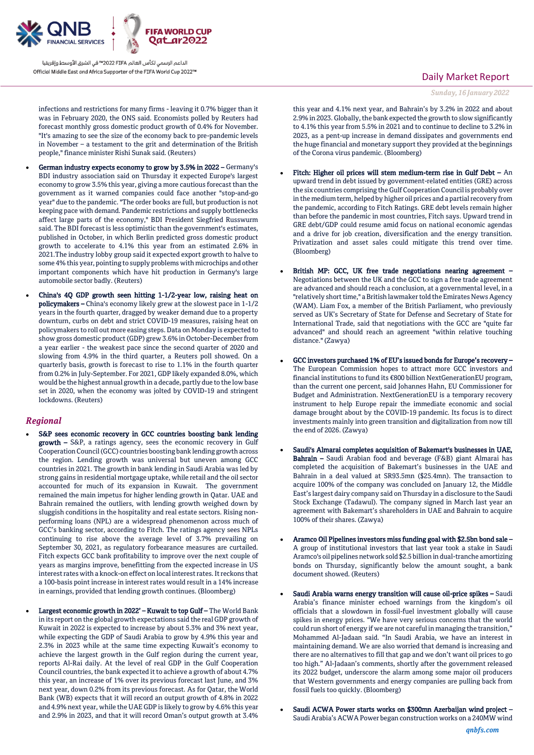infections and restrictions for many firms - leaving it 0.7% bigger than it was in February 2020, the ONS said. Economists polled by Reuters had forecast monthly gross domestic product growth of 0.4% for November. "It's amazing to see the size of the economy back to pre-pandemic levels in November – a testament to the grit and determination of the British people," finance minister Rishi Sunak said. (Reuters)

- **German industry expects economy to grow by 3.5% in 2022 –** Germany's BDI industry association said on Thursday it expected Europe's largest economy to grow 3.5% this year, giving a more cautious forecast than the government as it warned companies could face another "stop-and-go year" due to the pandemic. "The order books are full, but production is not keeping pace with demand. Pandemic restrictions and supply bottlenecks affect large parts of the economy," BDI President Siegfried Russwurm said. The BDI forecast is less optimistic than the government's estimates, published in October, in which Berlin predicted gross domestic product growth to accelerate to 4.1% this year from an estimated 2.6% in 2021.The industry lobby group said it expected export growth to halve to some 4% this year, pointing to supply problems with microchips and other important components which have hit production in Germany's large automobile sector badly. (Reuters)
- **China's 4Q GDP growth seen hitting 1-1/2-year low, raising heat on policymakers –** China's economy likely grew at the slowest pace in 1-1/2 years in the fourth quarter, dragged by weaker demand due to a property downturn, curbs on debt and strict COVID-19 measures, raising heat on policymakers to roll out more easing steps. Data on Monday is expected to show gross domestic product (GDP) grew 3.6% in October-December from a year earlier - the weakest pace since the second quarter of 2020 and slowing from 4.9% in the third quarter, a Reuters poll showed. On a quarterly basis, growth is forecast to rise to 1.1% in the fourth quarter from 0.2% in July-September. For 2021, GDP likely expanded 8.0%, which would be the highest annual growth in a decade, partly due to the low base set in 2020, when the economy was jolted by COVID-19 and stringent lockdowns. (Reuters)

## *Regional*

- **S&P sees economic recovery in GCC countries boosting bank lending growth –** S&P, a ratings agency, sees the economic recovery in Gulf Cooperation Council (GCC) countries boosting bank lending growth across the region. Lending growth was universal but uneven among GCC countries in 2021. The growth in bank lending in Saudi Arabia was led by strong gains in residential mortgage uptake, while retail and the oil sector accounted for much of its expansion in Kuwait. The government remained the main impetus for higher lending growth in Qatar. UAE and Bahrain remained the outliers, with lending growth weighed down by sluggish conditions in the hospitality and real estate sectors. Rising non-performing loans (NPL) are a widespread phenomenon across much of GCC's banking sector, according to Fitch. The ratings agency sees NPLs continuing to rise above the average level of 3.7% prevailing on September 30, 2021, as regulatory forbearance measures are curtailed. Fitch expects GCC bank profitability to improve over the next couple of years as margins improve, benefitting from the expected increase in US interest rates with a knock-on effect on local interest rates. It reckons that a 100-basis point increase in interest rates would result in a 14% increase in earnings, provided that lending growth continues. (Bloomberg)
- **Largest economic growth in 2022' – Kuwait to top Gulf –** The World Bank in its report on the global growth expectations said the real GDP growth of Kuwait in 2022 is expected to increase by about 5.3% and 3% next year, while expecting the GDP of Saudi Arabia to grow by 4.9% this year and 2.3% in 2023 while at the same time expecting Kuwait's economy to achieve the largest growth in the Gulf region during the current year, reports Al-Rai daily. At the level of real GDP in the Gulf Cooperation Council countries, the bank expected it to achieve a growth of about 4.7% this year, an increase of 1% over its previous forecast last June, and 3% next year, down 0.2% from its previous forecast. As for Qatar, the World Bank (WB) expects that it will record an output growth of 4.8% in 2022 and 4.9% next year, while the UAE GDP is likely to grow by 4.6% this year and 2.9% in 2023, and that it will record Oman's output growth at 3.4% this year and 4.1% next year, and Bahrain's by 3.2% in 2022 and about 2.9% in 2023. Globally, the bank expected the growth to slow significantly to 4.1% this year from 5.5% in 2021 and to continue to decline to 3.2% in 2023, as a pent-up increase in demand dissipates and governments end the huge financial and monetary support they provided at the beginnings of the Corona virus pandemic. (Bloomberg)
- **Fitch: Higher oil prices will stem medium-term rise in Gulf Debt –** An upward trend in debt issued by government-related entities (GRE) across the six countries comprising the Gulf Cooperation Council is probably over in the medium term, helped by higher oil prices and a partial recovery from the pandemic, according to Fitch Ratings. GRE debt levels remain higher than before the pandemic in most countries, Fitch says. Upward trend in GRE debt/GDP could resume amid focus on national economic agendas and a drive for job creation, diversification and the energy transition. Privatization and asset sales could mitigate this trend over time. (Bloomberg)
- **British MP: GCC, UK free trade negotiations nearing agreement –** Negotiations between the UK and the GCC to sign a free trade agreement are advanced and should reach a conclusion, at a governmental level, in a "relatively short time," a British lawmaker told the Emirates News Agency (WAM). Liam Fox, a member of the British Parliament, who previously served as UK's Secretary of State for Defense and Secretary of State for International Trade, said that negotiations with the GCC are "quite far advanced" and should reach an agreement "within relative touching distance." (Zawya)
- **GCC investors purchased 1% of EU's issued bonds for Europe's recovery –** The European Commission hopes to attract more GCC investors and financial institutions to fund its €800 billion NextGenerationEU program, than the current one percent, said Johannes Hahn, EU Commissioner for Budget and Administration. NextGenerationEU is a temporary recovery instrument to help Europe repair the immediate economic and social damage brought about by the COVID-19 pandemic. Its focus is to direct investments mainly into green transition and digitalization from now till the end of 2026. (Zawya)
- **Saudi's Almarai completes acquisition of Bakemart's businesses in UAE, Bahrain –** Saudi Arabian food and beverage (F&B) giant Almarai has completed the acquisition of Bakemart's businesses in the UAE and Bahrain in a deal valued at SR93.5mn ($25.4mn). The transaction to acquire 100% of the company was concluded on January 12, the Middle East's largest dairy company said on Thursday in a disclosure to the Saudi Stock Exchange (Tadawul). The company signed in March last year an agreement with Bakemart's shareholders in UAE and Bahrain to acquire 100% of their shares. (Zawya)
- **Aramco Oil Pipelines investors miss funding goal with $2.5bn bond sale –** A group of institutional investors that last year took a stake in Saudi Aramco's oil pipelines network sold $2.5 billion in dual-tranche amortizing bonds on Thursday, significantly below the amount sought, a bank document showed. (Reuters)
- **Saudi Arabia warns energy transition will cause oil-price spikes –** Saudi Arabia's finance minister echoed warnings from the kingdom's oil officials that a slowdown in fossil-fuel investment globally will cause spikes in energy prices. "We have very serious concerns that the world could run short of energy if we are not careful in managing the transition," Mohammed Al-Jadaan said. "In Saudi Arabia, we have an interest in maintaining demand. We are also worried that demand is increasing and there are no alternatives to fill that gap and we don't want oil prices to go too high." Al-Jadaan's comments, shortly after the government released its 2022 budget, underscore the alarm among some major oil producers that Western governments and energy companies are pulling back from fossil fuels too quickly. (Bloomberg)
- **Saudi ACWA Power starts works on $300mn Azerbaijan wind project –** Saudi Arabia's ACWA Power began construction works on a 240MW wind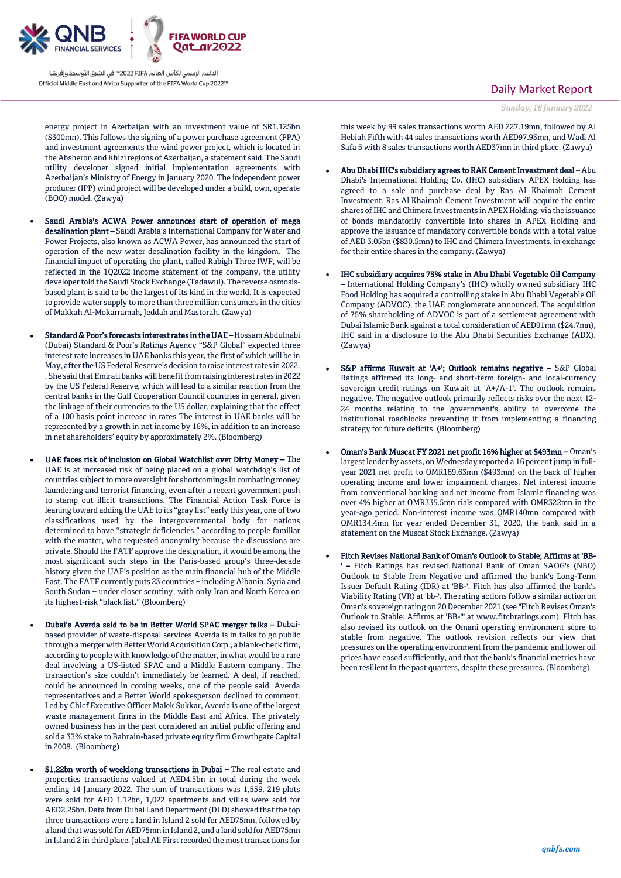energy project in Azerbaijan with an investment value of SR1.125bn ($300mn). This follows the signing of a power purchase agreement (PPA) and investment agreements the wind power project, which is located in the Absheron and Khizi regions of Azerbaijan, a statement said. The Saudi utility developer signed initial implementation agreements with Azerbaijan's Ministry of Energy in January 2020. The independent power producer (IPP) wind project will be developed under a build, own, operate (BOO) model. (Zawya)

- **Saudi Arabia's ACWA Power announces start of operation of mega desalination plant –** Saudi Arabia's International Company for Water and Power Projects, also known as ACWA Power, has announced the start of operation of the new water desalination facility in the kingdom. The financial impact of operating the plant, called Rabigh Three IWP, will be reflected in the 1Q2022 income statement of the company, the utility developer told the Saudi Stock Exchange (Tadawul). The reverse osmosis-based plant is said to be the largest of its kind in the world. It is expected to provide water supply to more than three million consumers in the cities of Makkah Al-Mokarramah, Jeddah and Mastorah. (Zawya)

- **Standard & Poor's forecasts interest rates in the UAE –** Hossam Abdulnabi (Dubai) Standard & Poor's Ratings Agency "S&P Global" expected three interest rate increases in UAE banks this year, the first of which will be in May, after the US Federal Reserve's decision to raise interest rates in 2022. She said that Emirati banks will benefit from raising interest rates in 2022 by the US Federal Reserve, which will lead to a similar reaction from the central banks in the Gulf Cooperation Council countries in general, given the linkage of their currencies to the US dollar, explaining that the effect of a 100 basis point increase in rates The interest in UAE banks will be represented by a growth in net income by 16%, in addition to an increase in net shareholders' equity by approximately 2%. (Bloomberg)

- **UAE faces risk of inclusion on Global Watchlist over Dirty Money –** The UAE is at increased risk of being placed on a global watchdog's list of countries subject to more oversight for shortcomings in combating money laundering and terrorist financing, even after a recent government push to stamp out illicit transactions. The Financial Action Task Force is leaning toward adding the UAE to its "gray list" early this year, one of two classifications used by the intergovernmental body for nations determined to have "strategic deficiencies," according to people familiar with the matter, who requested anonymity because the discussions are private. Should the FATF approve the designation, it would be among the most significant such steps in the Paris-based group's three-decade history given the UAE's position as the main financial hub of the Middle East. The FATF currently puts 23 countries – including Albania, Syria and South Sudan – under closer scrutiny, with only Iran and North Korea on its highest-risk "black list." (Bloomberg)

- **Dubai's Averda said to be in Better World SPAC merger talks –** Dubai-based provider of waste-disposal services Averda is in talks to go public through a merger with Better World Acquisition Corp., a blank-check firm, according to people with knowledge of the matter, in what would be a rare deal involving a US-listed SPAC and a Middle Eastern company. The transaction's size couldn't immediately be learned. A deal, if reached, could be announced in coming weeks, one of the people said. Averda representatives and a Better World spokesperson declined to comment. Led by Chief Executive Officer Malek Sukkar, Averda is one of the largest waste management firms in the Middle East and Africa. The privately owned business has in the past considered an initial public offering and sold a 33% stake to Bahrain-based private equity firm Growthgate Capital in 2008. (Bloomberg)

- **$1.22bn worth of weeklong transactions in Dubai –** The real estate and properties transactions valued at AED4.5bn in total during the week ending 14 January 2022. The sum of transactions was 1,559. 219 plots were sold for AED 1.12bn, 1,022 apartments and villas were sold for AED2.25bn. Data from Dubai Land Department (DLD) showed that the top three transactions were a land in Island 2 sold for AED75mn, followed by a land that was sold for AED75mn in Island 2, and a land sold for AED75mn in Island 2 in third place. Jabal Ali First recorded the most transactions for this week by 99 sales transactions worth AED 227.19mn, followed by Al Hebiah Fifth with 44 sales transactions worth AED97.93mn, and Wadi Al Safa 5 with 8 sales transactions worth AED37mn in third place. (Zawya)

- **Abu Dhabi IHC's subsidiary agrees to RAK Cement Investment deal –** Abu Dhabi's International Holding Co. (IHC) subsidiary APEX Holding has agreed to a sale and purchase deal by Ras Al Khaimah Cement Investment. Ras Al Khaimah Cement Investment will acquire the entire shares of IHC and Chimera Investments in APEX Holding, via the issuance of bonds mandatorily convertible into shares in APEX Holding and approve the issuance of mandatory convertible bonds with a total value of AED 3.05bn ($830.5mn) to IHC and Chimera Investments, in exchange for their entire shares in the company. (Zawya)

- **IHC subsidiary acquires 75% stake in Abu Dhabi Vegetable Oil Company –** International Holding Company's (IHC) wholly owned subsidiary IHC Food Holding has acquired a controlling stake in Abu Dhabi Vegetable Oil Company (ADVOC), the UAE conglomerate announced. The acquisition of 75% shareholding of ADVOC is part of a settlement agreement with Dubai Islamic Bank against a total consideration of AED91mn ($24.7mn), IHC said in a disclosure to the Abu Dhabi Securities Exchange (ADX). (Zawya)

- **S&P affirms Kuwait at 'A+'; Outlook remains negative –** S&P Global Ratings affirmed its long- and short-term foreign- and local-currency sovereign credit ratings on Kuwait at 'A+/A-1'. The outlook remains negative. The negative outlook primarily reflects risks over the next 12-24 months relating to the government's ability to overcome the institutional roadblocks preventing it from implementing a financing strategy for future deficits. (Bloomberg)

- **Oman's Bank Muscat FY 2021 net profit 16% higher at $493mn –** Oman's largest lender by assets, on Wednesday reported a 16 percent jump in full-year 2021 net profit to OMR189.63mn ($493mn) on the back of higher operating income and lower impairment charges. Net interest income from conventional banking and net income from Islamic financing was over 4% higher at OMR335.5mn rials compared with OMR322mn in the year-ago period. Non-interest income was QMR140mn compared with OMR134.4mn for year ended December 31, 2020, the bank said in a statement on the Muscat Stock Exchange. (Zawya)

- **Fitch Revises National Bank of Oman's Outlook to Stable; Affirms at 'BB-' –** Fitch Ratings has revised National Bank of Oman SAOG's (NBO) Outlook to Stable from Negative and affirmed the bank's Long-Term Issuer Default Rating (IDR) at 'BB-'. Fitch has also affirmed the bank's Viability Rating (VR) at 'bb-'. The rating actions follow a similar action on Oman's sovereign rating on 20 December 2021 (see "Fitch Revises Oman's Outlook to Stable; Affirms at 'BB-'" at www.fitchratings.com). Fitch has also revised its outlook on the Omani operating environment score to stable from negative. The outlook revision reflects our view that pressures on the operating environment from the pandemic and lower oil prices have eased sufficiently, and that the bank's financial metrics have been resilient in the past quarters, despite these pressures. (Bloomberg)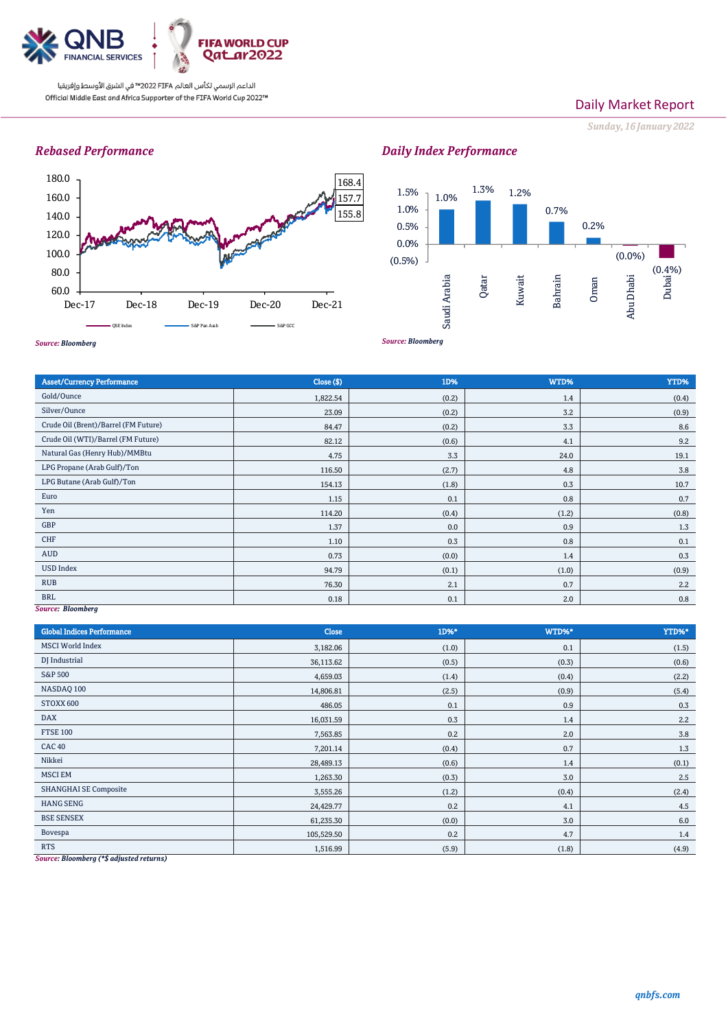QNB FINANCIAL SERVICES | FIFA WORLD CUP Qatar2022

الداعم الرسمي لكأس العالم FIFA 2022™ في الشرق الأوسط وإفريقيا

Official Middle East and Africa Supporter of the FIFA World Cup 2022™

# Daily Market Report

*Sunday, 16 January 2022*

## Rebased Performance

Chart values: 168.4, 157.7, 155.8 (Dec-17 to Dec-21). Legend: QSE Index, S&P Pan Arab, S&P GCC

*Source: Bloomberg*

## Daily Index Performance

| Market | Change |
|---|---|
| Saudi Arabia | 1.0% |
| Qatar | 1.3% |
| Kuwait | 1.2% |
| Bahrain | 0.7% |
| Oman | 0.2% |
| Abu Dhabi | (0.0%) |
| Dubai | (0.4%) |

*Source: Bloomberg*

| Asset/Currency Performance | Close ($) | 1D% | WTD% | YTD% |
|---|---|---|---|---|
| Gold/Ounce | 1,822.54 | (0.2) | 1.4 | (0.4) |
| Silver/Ounce | 23.09 | (0.2) | 3.2 | (0.9) |
| Crude Oil (Brent)/Barrel (FM Future) | 84.47 | (0.2) | 3.3 | 8.6 |
| Crude Oil (WTI)/Barrel (FM Future) | 82.12 | (0.6) | 4.1 | 9.2 |
| Natural Gas (Henry Hub)/MMBtu | 4.75 | 3.3 | 24.0 | 19.1 |
| LPG Propane (Arab Gulf)/Ton | 116.50 | (2.7) | 4.8 | 3.8 |
| LPG Butane (Arab Gulf)/Ton | 154.13 | (1.8) | 0.3 | 10.7 |
| Euro | 1.15 | 0.1 | 0.8 | 0.7 |
| Yen | 114.20 | (0.4) | (1.2) | (0.8) |
| GBP | 1.37 | 0.0 | 0.9 | 1.3 |
| CHF | 1.10 | 0.3 | 0.8 | 0.1 |
| AUD | 0.73 | (0.0) | 1.4 | 0.3 |
| USD Index | 94.79 | (0.1) | (1.0) | (0.9) |
| RUB | 76.30 | 2.1 | 0.7 | 2.2 |
| BRL | 0.18 | 0.1 | 2.0 | 0.8 |

*Source: Bloomberg*

| Global Indices Performance | Close | 1D%* | WTD%* | YTD%* |
|---|---|---|---|---|
| MSCI World Index | 3,182.06 | (1.0) | 0.1 | (1.5) |
| DJ Industrial | 36,113.62 | (0.5) | (0.3) | (0.6) |
| S&P 500 | 4,659.03 | (1.4) | (0.4) | (2.2) |
| NASDAQ 100 | 14,806.81 | (2.5) | (0.9) | (5.4) |
| STOXX 600 | 486.05 | 0.1 | 0.9 | 0.3 |
| DAX | 16,031.59 | 0.3 | 1.4 | 2.2 |
| FTSE 100 | 7,563.85 | 0.2 | 2.0 | 3.8 |
| CAC 40 | 7,201.14 | (0.4) | 0.7 | 1.3 |
| Nikkei | 28,489.13 | (0.6) | 1.4 | (0.1) |
| MSCI EM | 1,263.30 | (0.3) | 3.0 | 2.5 |
| SHANGHAI SE Composite | 3,555.26 | (1.2) | (0.4) | (2.4) |
| HANG SENG | 24,429.77 | 0.2 | 4.1 | 4.5 |
| BSE SENSEX | 61,235.30 | (0.0) | 3.0 | 6.0 |
| Bovespa | 105,529.50 | 0.2 | 4.7 | 1.4 |
| RTS | 1,516.99 | (5.9) | (1.8) | (4.9) |

*Source: Bloomberg (*$ adjusted returns)*

*qnbfs.com*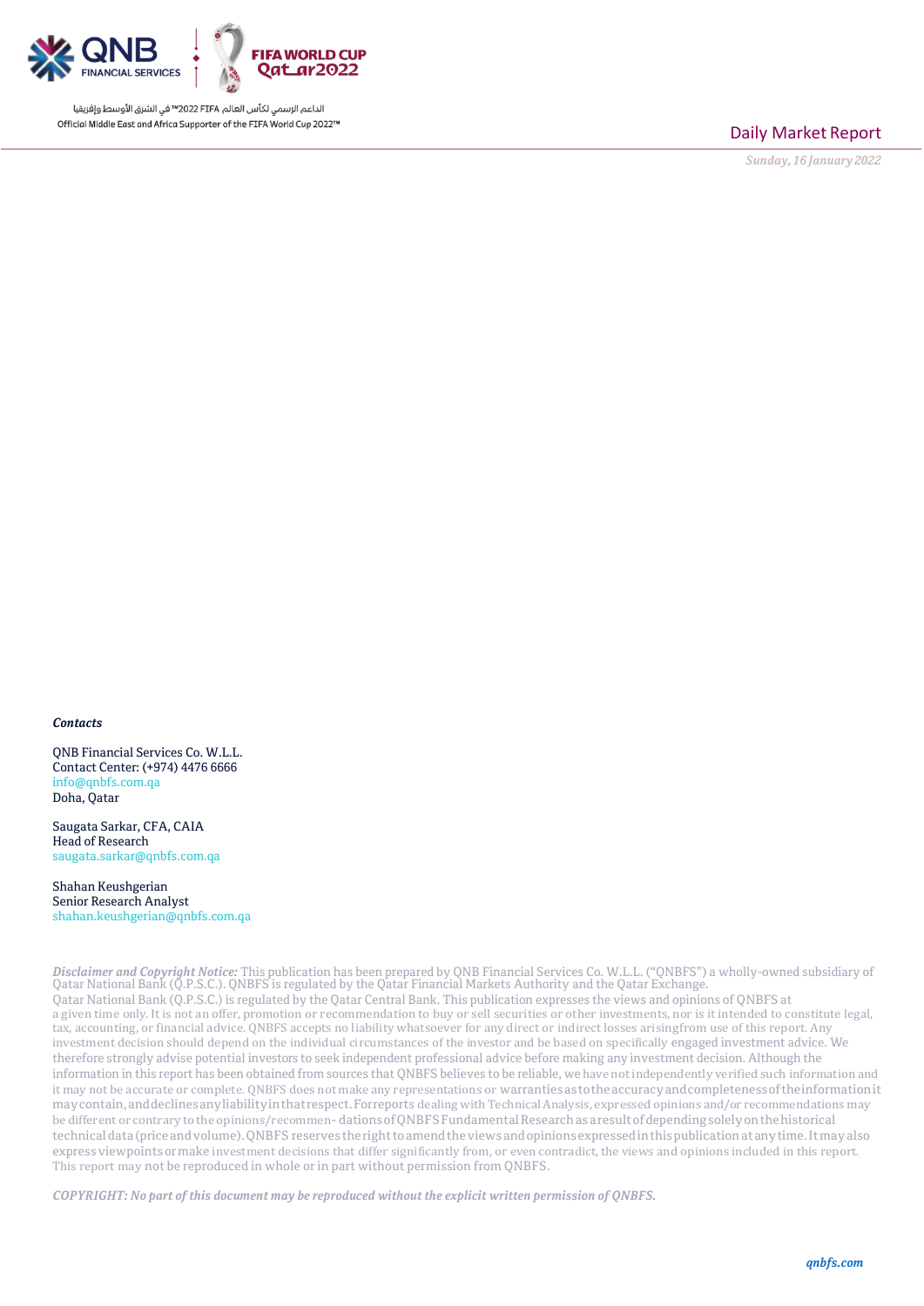***Contacts***

QNB Financial Services Co. W.L.L.
Contact Center: (+974) 4476 6666
info@qnbfs.com.qa
Doha, Qatar

Saugata Sarkar, CFA, CAIA
Head of Research
saugata.sarkar@qnbfs.com.qa

Shahan Keushgerian
Senior Research Analyst
shahan.keushgerian@qnbfs.com.qa

***Disclaimer and Copyright Notice:*** This publication has been prepared by QNB Financial Services Co. W.L.L. ("QNBFS") a wholly-owned subsidiary of Qatar National Bank (Q.P.S.C.). QNBFS is regulated by the Qatar Financial Markets Authority and the Qatar Exchange. Qatar National Bank (Q.P.S.C.) is regulated by the Qatar Central Bank. This publication expresses the views and opinions of QNBFS at a given time only. It is not an offer, promotion or recommendation to buy or sell securities or other investments, nor is it intended to constitute legal, tax, accounting, or financial advice. QNBFS accepts no liability whatsoever for any direct or indirect losses arisingfrom use of this report. Any investment decision should depend on the individual circumstances of the investor and be based on specifically engaged investment advice. We therefore strongly advise potential investors to seek independent professional advice before making any investment decision. Although the information in this report has been obtained from sources that QNBFS believes to be reliable, we have not independently verified such information and it may not be accurate or complete. QNBFS does not make any representations or warranties as to the accuracy and completeness of the information it may contain, and declines any liability in that respect. For reports dealing with Technical Analysis, expressed opinions and/or recommendations may be different or contrary to the opinions/recommen- dations of QNBFS Fundamental Research as a result of depending solely on the historical technical data (price and volume). QNBFS reserves the right to amend the views and opinions expressed in this publication at any time. It may also express viewpoints or make investment decisions that differ significantly from, or even contradict, the views and opinions included in this report. This report may not be reproduced in whole or in part without permission from QNBFS.

*COPYRIGHT: No part of this document may be reproduced without the explicit written permission of QNBFS.*